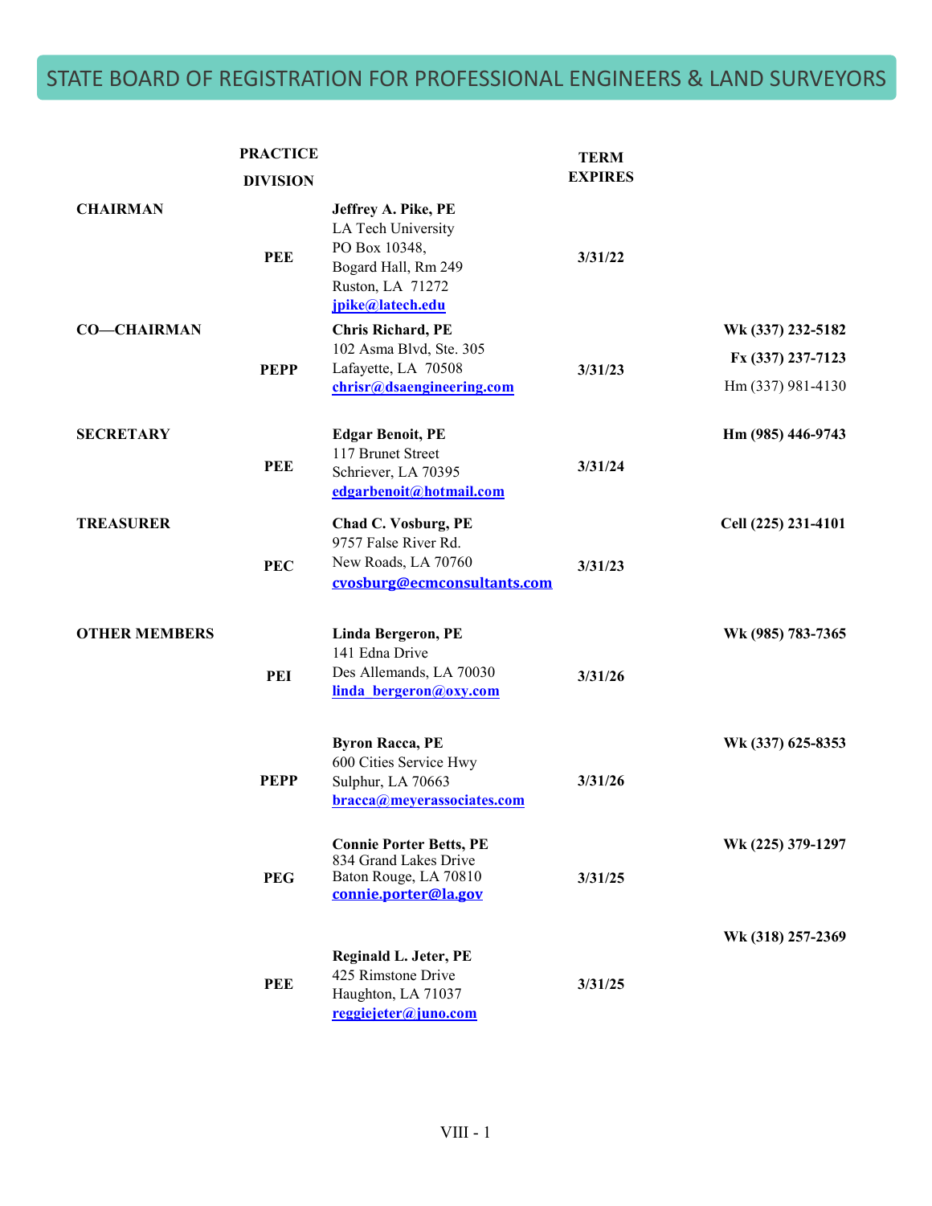# STATE BOARD OF REGISTRATION FOR PROFESSIONAL ENGINEERS & LAND SURVEYORS

| | PRACTICE DIVISION | | TERM EXPIRES | |
|---|---|---|---|---|
| **CHAIRMAN** | **PEE** | **Jeffrey A. Pike, PE**<br>LA Tech University<br>PO Box 10348,<br>Bogard Hall, Rm 249<br>Ruston, LA 71272<br>jpike@latech.edu | **3/31/22** | |
| **CO—CHAIRMAN** | **PEPP** | **Chris Richard, PE**<br>102 Asma Blvd, Ste. 305<br>Lafayette, LA 70508<br>chrisr@dsaengineering.com | **3/31/23** | **Wk (337) 232-5182**<br>**Fx (337) 237-7123**<br>Hm (337) 981-4130 |
| **SECRETARY** | **PEE** | **Edgar Benoit, PE**<br>117 Brunet Street<br>Schriever, LA 70395<br>edgarbenoit@hotmail.com | **3/31/24** | **Hm (985) 446-9743** |
| **TREASURER** | **PEC** | **Chad C. Vosburg, PE**<br>9757 False River Rd.<br>New Roads, LA 70760<br>cvosburg@ecmconsultants.com | **3/31/23** | **Cell (225) 231-4101** |
| **OTHER MEMBERS** | **PEI** | **Linda Bergeron, PE**<br>141 Edna Drive<br>Des Allemands, LA 70030<br>linda_bergeron@oxy.com | **3/31/26** | **Wk (985) 783-7365** |
| | **PEPP** | **Byron Racca, PE**<br>600 Cities Service Hwy<br>Sulphur, LA 70663<br>bracca@meyerassociates.com | **3/31/26** | **Wk (337) 625-8353** |
| | **PEG** | **Connie Porter Betts, PE**<br>834 Grand Lakes Drive<br>Baton Rouge, LA 70810<br>connie.porter@la.gov | **3/31/25** | **Wk (225) 379-1297** |
| | **PEE** | **Reginald L. Jeter, PE**<br>425 Rimstone Drive<br>Haughton, LA 71037<br>reggiejeter@juno.com | **3/31/25** | **Wk (318) 257-2369** |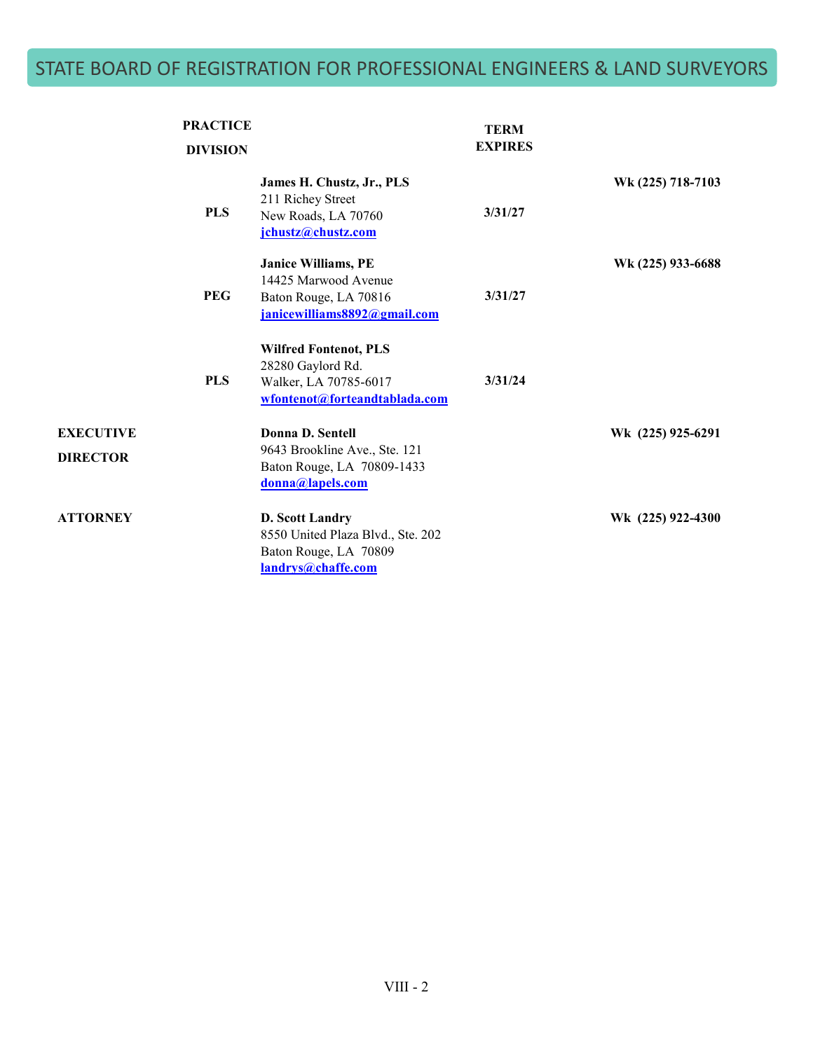## STATE BOARD OF REGISTRATION FOR PROFESSIONAL ENGINEERS & LAND SURVEYORS

| | PRACTICE DIVISION | | TERM EXPIRES | |
|---|---|---|---|---|
| | **PLS** | **James H. Chustz, Jr., PLS**<br>211 Richey Street<br>New Roads, LA 70760<br>jchustz@chustz.com | **3/31/27** | **Wk (225) 718-7103** |
| | **PEG** | **Janice Williams, PE**<br>14425 Marwood Avenue<br>Baton Rouge, LA 70816<br>janicewilliams8892@gmail.com | **3/31/27** | **Wk (225) 933-6688** |
| | **PLS** | **Wilfred Fontenot, PLS**<br>28280 Gaylord Rd.<br>Walker, LA 70785-6017<br>wfontenot@forteandtablada.com | **3/31/24** | |
| **EXECUTIVE DIRECTOR** | | **Donna D. Sentell**<br>9643 Brookline Ave., Ste. 121<br>Baton Rouge, LA 70809-1433<br>donna@lapels.com | | **Wk (225) 925-6291** |
| **ATTORNEY** | | **D. Scott Landry**<br>8550 United Plaza Blvd., Ste. 202<br>Baton Rouge, LA 70809<br>landrys@chaffe.com | | **Wk (225) 922-4300** |